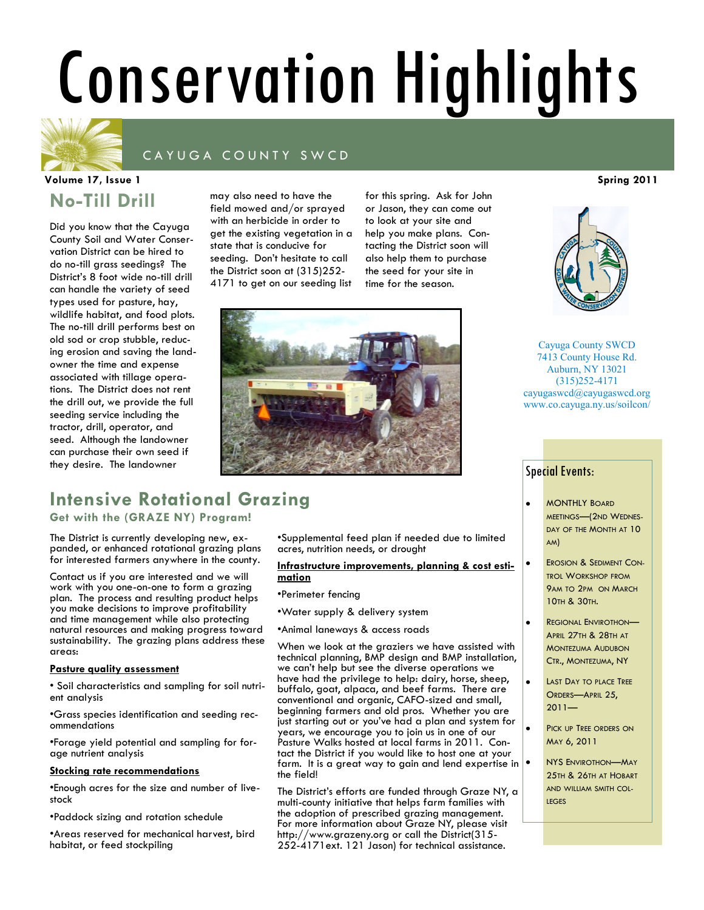# Conservation Highlights

CAYUGA COUNTY SWCD

**Volume 17, Issue 1** **Spring 2011**

## No-Till Drill

Did you know that the Cayuga County Soil and Water Conservation District can be hired to do no-till grass seedings? The District's 8 foot wide no-till drill can handle the variety of seed types used for pasture, hay, wildlife habitat, and food plots. The no-till drill performs best on old sod or crop stubble, reducing erosion and saving the landowner the time and expense associated with tillage operations. The District does not rent the drill out, we provide the full seeding service including the tractor, drill, operator, and seed. Although the landowner can purchase their own seed if they desire. The landowner may also need to have the field mowed and/or sprayed with an herbicide in order to get the existing vegetation in a state that is conducive for seeding. Don't hesitate to call the District soon at (315)252-4171 to get on our seeding list for this spring. Ask for John or Jason, they can come out to look at your site and help you make plans. Contacting the District soon will also help them to purchase the seed for your site in time for the season.

Cayuga County SWCD
7413 County House Rd.
Auburn, NY 13021
(315)252-4171
cayugaswcd@cayugaswcd.org
www.co.cayuga.ny.us/soilcon/

## Intensive Rotational Grazing

### Get with the (GRAZE NY) Program!

The District is currently developing new, expanded, or enhanced rotational grazing plans for interested farmers anywhere in the county.

Contact us if you are interested and we will work with you one-on-one to form a grazing plan. The process and resulting product helps you make decisions to improve profitability and time management while also protecting natural resources and making progress toward sustainability. The grazing plans address these areas:

**Pasture quality assessment**

- Soil characteristics and sampling for soil nutrient analysis
- Grass species identification and seeding recommendations
- Forage yield potential and sampling for forage nutrient analysis

**Stocking rate recommendations**

- Enough acres for the size and number of livestock
- Paddock sizing and rotation schedule
- Areas reserved for mechanical harvest, bird habitat, or feed stockpiling
- Supplemental feed plan if needed due to limited acres, nutrition needs, or drought

**Infrastructure improvements, planning & cost estimation**

- Perimeter fencing
- Water supply & delivery system
- Animal laneways & access roads

When we look at the graziers we have assisted with technical planning, BMP design and BMP installation, we can't help but see the diverse operations we have had the privilege to help: dairy, horse, sheep, buffalo, goat, alpaca, and beef farms. There are conventional and organic, CAFO-sized and small, beginning farmers and old pros. Whether you are just starting out or you've had a plan and system for years, we encourage you to join us in one of our Pasture Walks hosted at local farms in 2011. Contact the District if you would like to host one at your farm. It is a great way to gain and lend expertise in the field!

The District's efforts are funded through Graze NY, a multi-county initiative that helps farm families with the adoption of prescribed grazing management. For more information about Graze NY, please visit http://www.grazeny.org or call the District(315-252-4171ext. 121 Jason) for technical assistance.

## Special Events:

- Monthly Board meetings—(2nd Wednesday of the month at 10 am)
- Erosion & Sediment Control Workshop from 9am to 2pm on March 10th & 30th.
- Regional Envirothon—April 27th & 28th at Montezuma Audubon Ctr., Montezuma, NY
- Last Day to place Tree Orders—April 25, 2011—
- Pick up Tree Orders on May 6, 2011
- NYS Envirothon—May 25th & 26th at Hobart and William Smith Colleges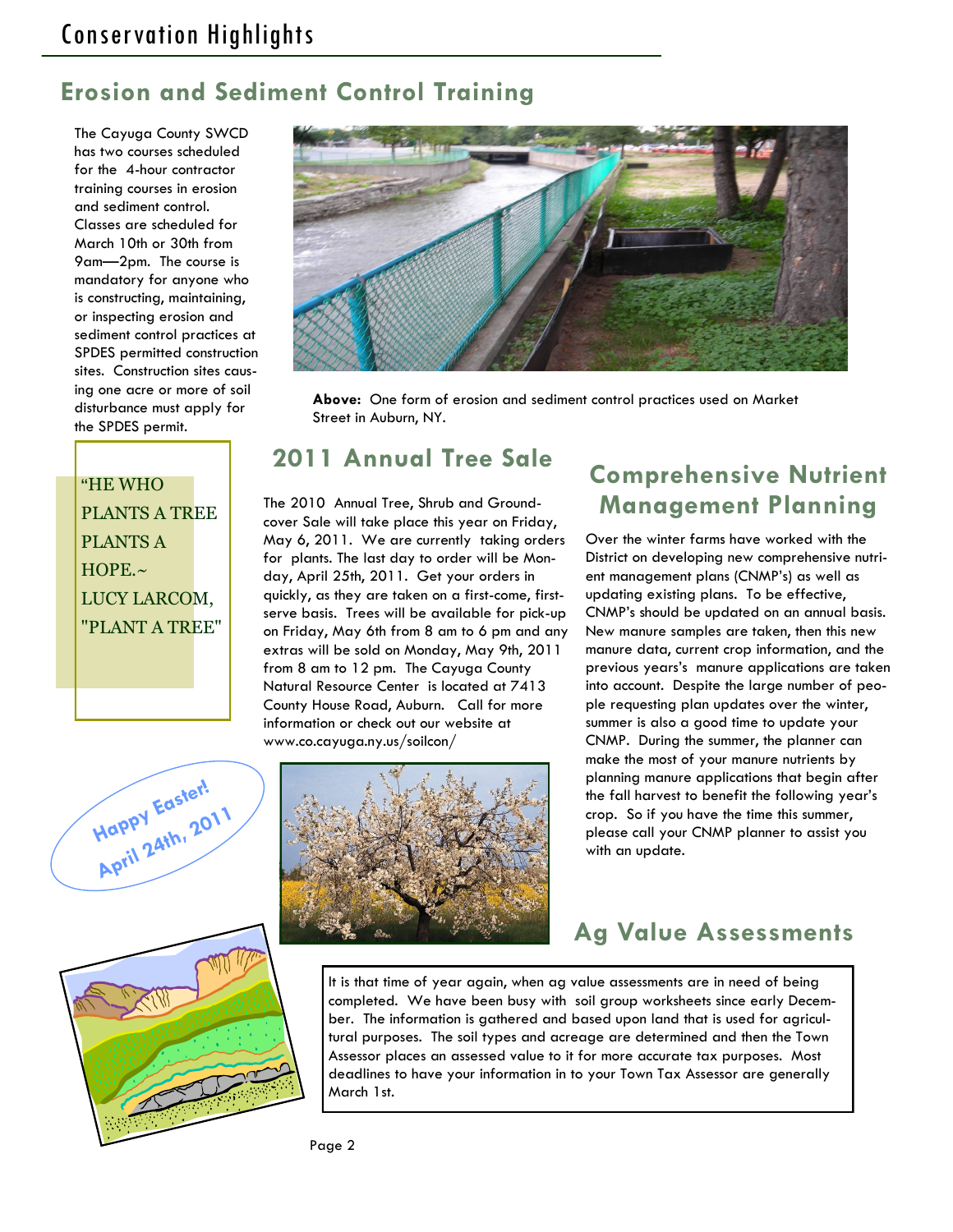# Conservation Highlights

## Erosion and Sediment Control Training

The Cayuga County SWCD has two courses scheduled for the 4-hour contractor training courses in erosion and sediment control. Classes are scheduled for March 10th or 30th from 9am—2pm. The course is mandatory for anyone who is constructing, maintaining, or inspecting erosion and sediment control practices at SPDES permitted construction sites. Construction sites causing one acre or more of soil disturbance must apply for the SPDES permit.

**Above:** One form of erosion and sediment control practices used on Market Street in Auburn, NY.

"HE WHO PLANTS A TREE PLANTS A HOPE.~ LUCY LARCOM, "PLANT A TREE"

## 2011 Annual Tree Sale

The 2010 Annual Tree, Shrub and Groundcover Sale will take place this year on Friday, May 6, 2011. We are currently taking orders for plants. The last day to order will be Monday, April 25th, 2011. Get your orders in quickly, as they are taken on a first-come, first-serve basis. Trees will be available for pick-up on Friday, May 6th from 8 am to 6 pm and any extras will be sold on Monday, May 9th, 2011 from 8 am to 12 pm. The Cayuga County Natural Resource Center is located at 7413 County House Road, Auburn. Call for more information or check out our website at www.co.cayuga.ny.us/soilcon/

Happy Easter!
April 24th, 2011

## Comprehensive Nutrient Management Planning

Over the winter farms have worked with the District on developing new comprehensive nutrient management plans (CNMP's) as well as updating existing plans. To be effective, CNMP's should be updated on an annual basis. New manure samples are taken, then this new manure data, current crop information, and the previous years's manure applications are taken into account. Despite the large number of people requesting plan updates over the winter, summer is also a good time to update your CNMP. During the summer, the planner can make the most of your manure nutrients by planning manure applications that begin after the fall harvest to benefit the following year's crop. So if you have the time this summer, please call your CNMP planner to assist you with an update.

## Ag Value Assessments

It is that time of year again, when ag value assessments are in need of being completed. We have been busy with soil group worksheets since early December. The information is gathered and based upon land that is used for agricultural purposes. The soil types and acreage are determined and then the Town Assessor places an assessed value to it for more accurate tax purposes. Most deadlines to have your information in to your Town Tax Assessor are generally March 1st.